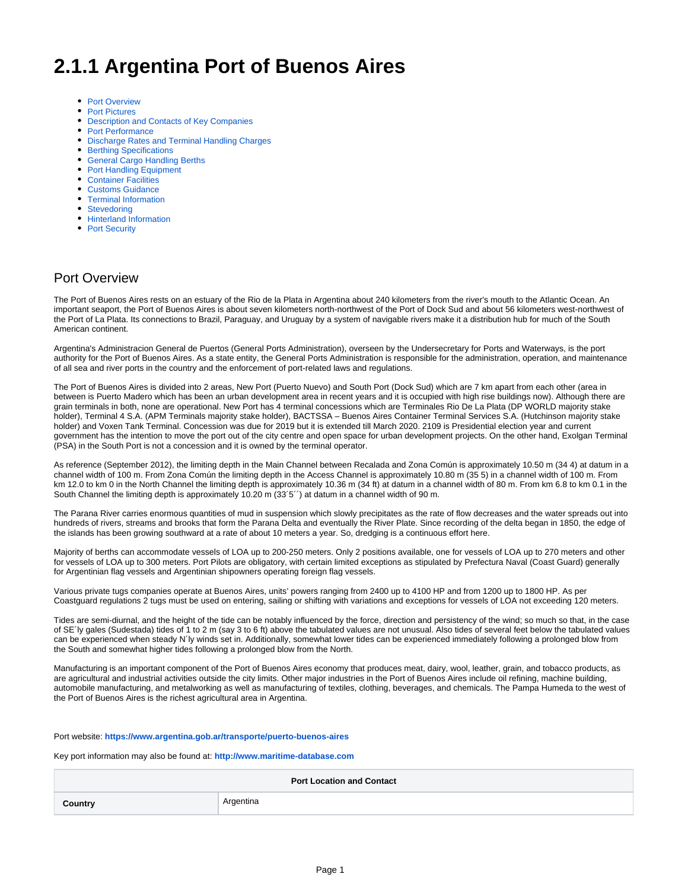# 2.1.1 Argentina Port of Buenos Aires

- Port Overview
- Port Pictures
- Description and Contacts of Key Companies
- Port Performance
- Discharge Rates and Terminal Handling Charges
- Berthing Specifications
- General Cargo Handling Berths
- Port Handling Equipment
- Container Facilities
- Customs Guidance
- Terminal Information
- Stevedoring
- Hinterland Information
- Port Security

## Port Overview

The Port of Buenos Aires rests on an estuary of the Rio de la Plata in Argentina about 240 kilometers from the river's mouth to the Atlantic Ocean. An important seaport, the Port of Buenos Aires is about seven kilometers north-northwest of the Port of Dock Sud and about 56 kilometers west-northwest of the Port of La Plata. Its connections to Brazil, Paraguay, and Uruguay by a system of navigable rivers make it a distribution hub for much of the South American continent.

Argentina's Administracion General de Puertos (General Ports Administration), overseen by the Undersecretary for Ports and Waterways, is the port authority for the Port of Buenos Aires. As a state entity, the General Ports Administration is responsible for the administration, operation, and maintenance of all sea and river ports in the country and the enforcement of port-related laws and regulations.

The Port of Buenos Aires is divided into 2 areas, New Port (Puerto Nuevo) and South Port (Dock Sud) which are 7 km apart from each other (area in between is Puerto Madero which has been an urban development area in recent years and it is occupied with high rise buildings now). Although there are grain terminals in both, none are operational. New Port has 4 terminal concessions which are Terminales Rio De La Plata (DP WORLD majority stake holder), Terminal 4 S.A. (APM Terminals majority stake holder), BACTSSA – Buenos Aires Container Terminal Services S.A. (Hutchinson majority stake holder) and Voxen Tank Terminal. Concession was due for 2019 but it is extended till March 2020. 2109 is Presidential election year and current government has the intention to move the port out of the city centre and open space for urban development projects. On the other hand, Exolgan Terminal (PSA) in the South Port is not a concession and it is owned by the terminal operator.

As reference (September 2012), the limiting depth in the Main Channel between Recalada and Zona Común is approximately 10.50 m (34 4) at datum in a channel width of 100 m. From Zona Común the limiting depth in the Access Channel is approximately 10.80 m (35 5) in a channel width of 100 m. From km 12.0 to km 0 in the North Channel the limiting depth is approximately 10.36 m (34 ft) at datum in a channel width of 80 m. From km 6.8 to km 0.1 in the South Channel the limiting depth is approximately 10.20 m (33´5´´) at datum in a channel width of 90 m.

The Parana River carries enormous quantities of mud in suspension which slowly precipitates as the rate of flow decreases and the water spreads out into hundreds of rivers, streams and brooks that form the Parana Delta and eventually the River Plate. Since recording of the delta began in 1850, the edge of the islands has been growing southward at a rate of about 10 meters a year. So, dredging is a continuous effort here.

Majority of berths can accommodate vessels of LOA up to 200-250 meters. Only 2 positions available, one for vessels of LOA up to 270 meters and other for vessels of LOA up to 300 meters. Port Pilots are obligatory, with certain limited exceptions as stipulated by Prefectura Naval (Coast Guard) generally for Argentinian flag vessels and Argentinian shipowners operating foreign flag vessels.

Various private tugs companies operate at Buenos Aires, units' powers ranging from 2400 up to 4100 HP and from 1200 up to 1800 HP. As per Coastguard regulations 2 tugs must be used on entering, sailing or shifting with variations and exceptions for vessels of LOA not exceeding 120 meters.

Tides are semi-diurnal, and the height of the tide can be notably influenced by the force, direction and persistency of the wind; so much so that, in the case of SE´ly gales (Sudestada) tides of 1 to 2 m (say 3 to 6 ft) above the tabulated values are not unusual. Also tides of several feet below the tabulated values can be experienced when steady N´ly winds set in. Additionally, somewhat lower tides can be experienced immediately following a prolonged blow from the South and somewhat higher tides following a prolonged blow from the North.

Manufacturing is an important component of the Port of Buenos Aires economy that produces meat, dairy, wool, leather, grain, and tobacco products, as are agricultural and industrial activities outside the city limits. Other major industries in the Port of Buenos Aires include oil refining, machine building, automobile manufacturing, and metalworking as well as manufacturing of textiles, clothing, beverages, and chemicals. The Pampa Humeda to the west of the Port of Buenos Aires is the richest agricultural area in Argentina.

Port website: **https://www.argentina.gob.ar/transporte/puerto-buenos-aires**

Key port information may also be found at: **http://www.maritime-database.com**

| Port Location and Contact | |
|---|---|
| **Country** | Argentina |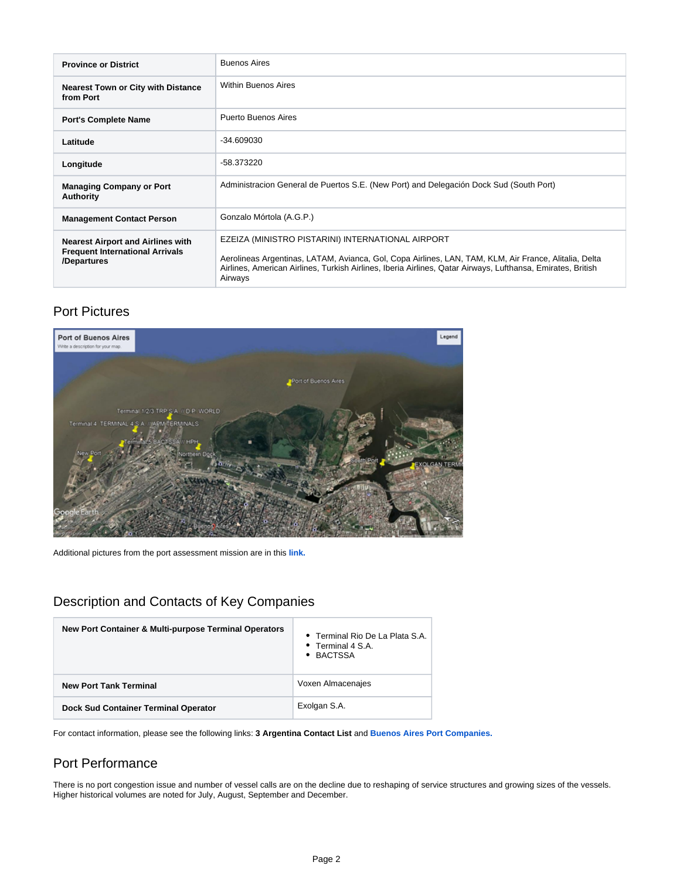| Province or District | Buenos Aires |
| --- | --- |
| Nearest Town or City with Distance from Port | Within Buenos Aires |
| Port's Complete Name | Puerto Buenos Aires |
| Latitude | -34.609030 |
| Longitude | -58.373220 |
| Managing Company or Port Authority | Administracion General de Puertos S.E. (New Port) and Delegación Dock Sud (South Port) |
| Management Contact Person | Gonzalo Mórtola (A.G.P.) |
| Nearest Airport and Airlines with Frequent International Arrivals /Departures | EZEIZA (MINISTRO PISTARINI) INTERNATIONAL AIRPORT<br><br>Aerolineas Argentinas, LATAM, Avianca, Gol, Copa Airlines, LAN, TAM, KLM, Air France, Alitalia, Delta Airlines, American Airlines, Turkish Airlines, Iberia Airlines, Qatar Airways, Lufthansa, Emirates, British Airways |

## Port Pictures

Additional pictures from the port assessment mission are in this **link.**

## Description and Contacts of Key Companies

| New Port Container & Multi-purpose Terminal Operators | • Terminal Rio De La Plata S.A.<br>• Terminal 4 S.A.<br>• BACTSSA |
| --- | --- |
| New Port Tank Terminal | Voxen Almacenajes |
| Dock Sud Container Terminal Operator | Exolgan S.A. |

For contact information, please see the following links: **3 Argentina Contact List** and **Buenos Aires Port Companies.**

## Port Performance

There is no port congestion issue and number of vessel calls are on the decline due to reshaping of service structures and growing sizes of the vessels. Higher historical volumes are noted for July, August, September and December.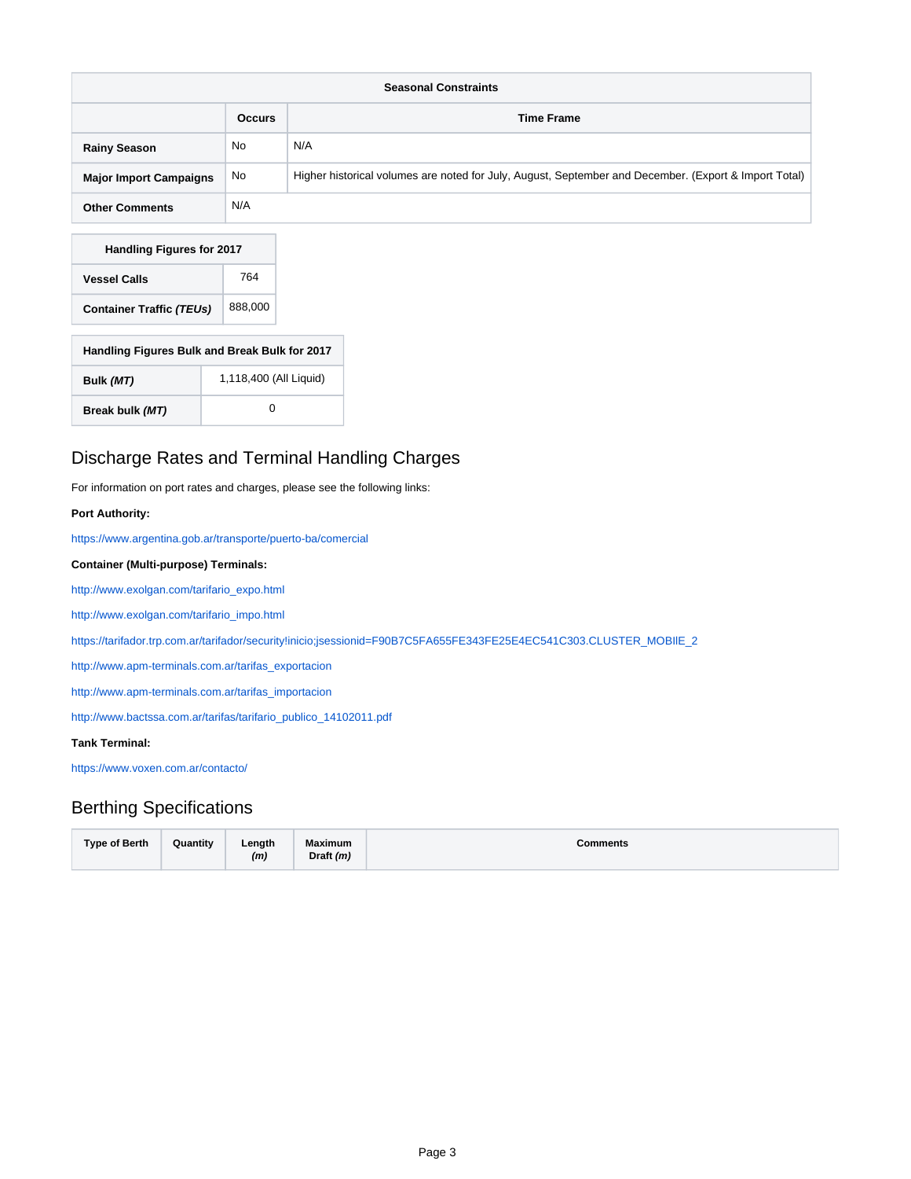| Seasonal Constraints | | |
| --- | --- | --- |
| | **Occurs** | **Time Frame** |
| **Rainy Season** | No | N/A |
| **Major Import Campaigns** | No | Higher historical volumes are noted for July, August, September and December. (Export & Import Total) |
| **Other Comments** | N/A | |

| Handling Figures for 2017 | |
| --- | --- |
| **Vessel Calls** | 764 |
| **Container Traffic *(TEUs)*** | 888,000 |

| Handling Figures Bulk and Break Bulk for 2017 | |
| --- | --- |
| **Bulk *(MT)*** | 1,118,400 (All Liquid) |
| **Break bulk *(MT)*** | 0 |

## Discharge Rates and Terminal Handling Charges

For information on port rates and charges, please see the following links:

**Port Authority:**

https://www.argentina.gob.ar/transporte/puerto-ba/comercial

**Container (Multi-purpose) Terminals:**

http://www.exolgan.com/tarifario_expo.html

http://www.exolgan.com/tarifario_impo.html

https://tarifador.trp.com.ar/tarifador/security!inicio;jsessionid=F90B7C5FA655FE343FE25E4EC541C303.CLUSTER_MOBIlE_2

http://www.apm-terminals.com.ar/tarifas_exportacion

http://www.apm-terminals.com.ar/tarifas_importacion

http://www.bactssa.com.ar/tarifas/tarifario_publico_14102011.pdf

**Tank Terminal:**

https://www.voxen.com.ar/contacto/

## Berthing Specifications

| Type of Berth | Quantity | Length *(m)* | Maximum Draft *(m)* | Comments |
| --- | --- | --- | --- | --- |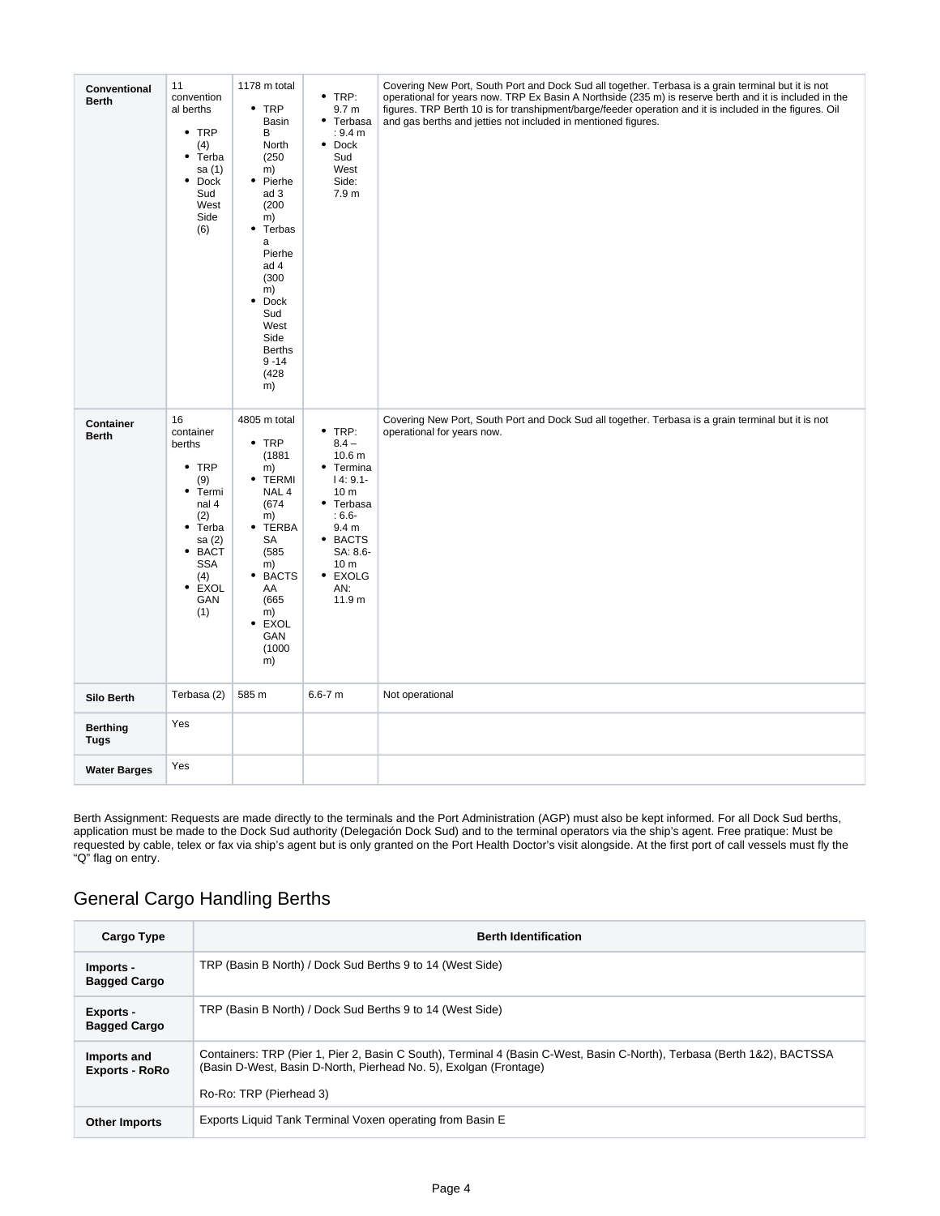| Conventional Berth | 11 conventional berths<br>• TRP (4)<br>• Terbasa (1)<br>• Dock Sud West Side (6) | 1178 m total<br>• TRP Basin B North (250 m)<br>• Pierhead 3 (200 m)<br>• Terbasa Pierhead 4 (300 m)<br>• Dock Sud West Side Berths 9 -14 (428 m) | • TRP: 9.7 m<br>• Terbasa: 9.4 m<br>• Dock Sud West Side: 7.9 m | Covering New Port, South Port and Dock Sud all together. Terbasa is a grain terminal but it is not operational for years now. TRP Ex Basin A Northside (235 m) is reserve berth and it is included in the figures. TRP Berth 10 is for transhipment/barge/feeder operation and it is included in the figures. Oil and gas berths and jetties not included in mentioned figures. |
|---|---|---|---|---|
| Container Berth | 16 container berths<br>• TRP (9)<br>• Terminal 4 (2)<br>• Terbasa (2)<br>• BACTSSA (4)<br>• EXOLGAN (1) | 4805 m total<br>• TRP (1881 m)<br>• TERMINAL 4 (674 m)<br>• TERBASA (585 m)<br>• BACTSAA (665 m)<br>• EXOLGAN (1000 m) | • TRP: 8.4 – 10.6 m<br>• Terminal 4: 9.1-10 m<br>• Terbasa: 6.6-9.4 m<br>• BACTSSA: 8.6-10 m<br>• EXOLGAN: 11.9 m | Covering New Port, South Port and Dock Sud all together. Terbasa is a grain terminal but it is not operational for years now. |
| Silo Berth | Terbasa (2) | 585 m | 6.6-7 m | Not operational |
| Berthing Tugs | Yes | | | |
| Water Barges | Yes | | | |

Berth Assignment: Requests are made directly to the terminals and the Port Administration (AGP) must also be kept informed. For all Dock Sud berths, application must be made to the Dock Sud authority (Delegación Dock Sud) and to the terminal operators via the ship's agent. Free pratique: Must be requested by cable, telex or fax via ship's agent but is only granted on the Port Health Doctor's visit alongside. At the first port of call vessels must fly the "Q" flag on entry.

## General Cargo Handling Berths

| Cargo Type | Berth Identification |
|---|---|
| Imports - Bagged Cargo | TRP (Basin B North) / Dock Sud Berths 9 to 14 (West Side) |
| Exports - Bagged Cargo | TRP (Basin B North) / Dock Sud Berths 9 to 14 (West Side) |
| Imports and Exports - RoRo | Containers: TRP (Pier 1, Pier 2, Basin C South), Terminal 4 (Basin C-West, Basin C-North), Terbasa (Berth 1&2), BACTSSA (Basin D-West, Basin D-North, Pierhead No. 5), Exolgan (Frontage)<br><br>Ro-Ro: TRP (Pierhead 3) |
| Other Imports | Exports Liquid Tank Terminal Voxen operating from Basin E |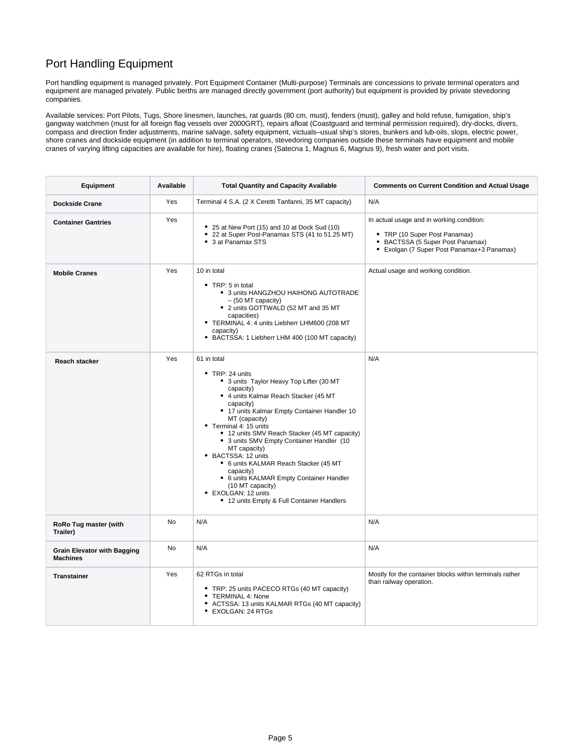# Port Handling Equipment

Port handling equipment is managed privately. Port Equipment Container (Multi-purpose) Terminals are concessions to private terminal operators and equipment are managed privately. Public berths are managed directly government (port authority) but equipment is provided by private stevedoring companies.

Available services: Port Pilots, Tugs, Shore linesmen, launches, rat guards (80 cm, must), fenders (must), galley and hold refuse, fumigation, ship's gangway watchmen (must for all foreign flag vessels over 2000GRT), repairs afloat (Coastguard and terminal permission required), dry-docks, divers, compass and direction finder adjustments, marine salvage, safety equipment, victuals–usual ship's stores, bunkers and lub-oils, slops, electric power, shore cranes and dockside equipment (in addition to terminal operators, stevedoring companies outside these terminals have equipment and mobile cranes of varying lifting capacities are available for hire), floating cranes (Satecna 1, Magnus 6, Magnus 9), fresh water and port visits.

| Equipment | Available | Total Quantity and Capacity Available | Comments on Current Condition and Actual Usage |
|---|---|---|---|
| **Dockside Crane** | Yes | Terminal 4 S.A. (2 X Ceretti Tanfanni, 35 MT capacity) | N/A |
| **Container Gantries** | Yes | • 25 at New Port (15) and 10 at Dock Sud (10)<br>• 22 at Super Post-Panamax STS (41 to 51.25 MT)<br>• 3 at Panamax STS | In actual usage and in working condition:<br>• TRP (10 Super Post Panamax)<br>• BACTSSA (5 Super Post Panamax)<br>• Exolgan (7 Super Post Panamax+3 Panamax) |
| **Mobile Cranes** | Yes | 10 in total<br>• TRP: 5 in total<br>  ◦ 3 units HANGZHOU HAIHONG AUTOTRADE – (50 MT capacity)<br>  ◦ 2 units GOTTWALD (52 MT and 35 MT capacities)<br>• TERMINAL 4: 4 units Liebherr LHM600 (208 MT capacity)<br>• BACTSSA: 1 Liebherr LHM 400 (100 MT capacity) | Actual usage and working condition. |
| **Reach stacker** | Yes | 61 in total<br>• TRP: 24 units<br>  ◦ 3 units Taylor Heavy Top Lifter (30 MT capacity)<br>  ◦ 4 units Kalmar Reach Stacker (45 MT capacity)<br>  ◦ 17 units Kalmar Empty Container Handler 10 MT (capacity)<br>• Terminal 4: 15 units<br>  ◦ 12 units SMV Reach Stacker (45 MT capacity)<br>  ◦ 3 units SMV Empty Container Handler (10 MT capacity)<br>• BACTSSA: 12 units<br>  ◦ 6 units KALMAR Reach Stacker (45 MT capacity)<br>  ◦ 6 units KALMAR Empty Container Handler (10 MT capacity)<br>• EXOLGAN: 12 units<br>  ◦ 12 units Empty & Full Container Handlers | N/A |
| **RoRo Tug master (with Trailer)** | No | N/A | N/A |
| **Grain Elevator with Bagging Machines** | No | N/A | N/A |
| **Transtainer** | Yes | 62 RTGs in total<br>• TRP: 25 units PACECO RTGs (40 MT capacity)<br>• TERMINAL 4: None<br>• ACTSSA: 13 units KALMAR RTGs (40 MT capacity)<br>• EXOLGAN: 24 RTGs | Mostly for the container blocks within terminals rather than railway operation. |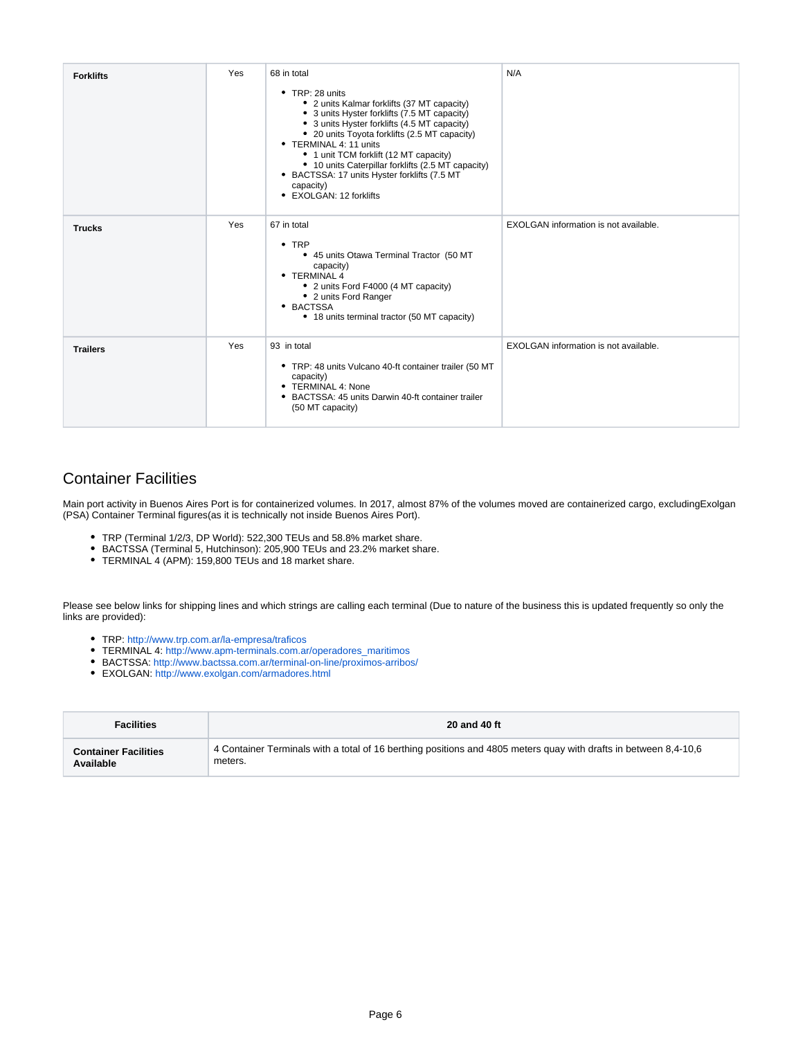| | | | |
|---|---|---|---|
| **Forklifts** | Yes | 68 in total<br><br>• TRP: 28 units<br>&nbsp;&nbsp;• 2 units Kalmar forklifts (37 MT capacity)<br>&nbsp;&nbsp;• 3 units Hyster forklifts (7.5 MT capacity)<br>&nbsp;&nbsp;• 3 units Hyster forklifts (4.5 MT capacity)<br>&nbsp;&nbsp;• 20 units Toyota forklifts (2.5 MT capacity)<br>• TERMINAL 4: 11 units<br>&nbsp;&nbsp;• 1 unit TCM forklift (12 MT capacity)<br>&nbsp;&nbsp;• 10 units Caterpillar forklifts (2.5 MT capacity)<br>• BACTSSA: 17 units Hyster forklifts (7.5 MT capacity)<br>• EXOLGAN: 12 forklifts | N/A |
| **Trucks** | Yes | 67 in total<br><br>• TRP<br>&nbsp;&nbsp;• 45 units Otawa Terminal Tractor (50 MT capacity)<br>• TERMINAL 4<br>&nbsp;&nbsp;• 2 units Ford F4000 (4 MT capacity)<br>&nbsp;&nbsp;• 2 units Ford Ranger<br>• BACTSSA<br>&nbsp;&nbsp;• 18 units terminal tractor (50 MT capacity) | EXOLGAN information is not available. |
| **Trailers** | Yes | 93 in total<br><br>• TRP: 48 units Vulcano 40-ft container trailer (50 MT capacity)<br>• TERMINAL 4: None<br>• BACTSSA: 45 units Darwin 40-ft container trailer (50 MT capacity) | EXOLGAN information is not available. |

## Container Facilities

Main port activity in Buenos Aires Port is for containerized volumes. In 2017, almost 87% of the volumes moved are containerized cargo, excludingExolgan (PSA) Container Terminal figures(as it is technically not inside Buenos Aires Port).

- TRP (Terminal 1/2/3, DP World): 522,300 TEUs and 58.8% market share.
- BACTSSA (Terminal 5, Hutchinson): 205,900 TEUs and 23.2% market share.
- TERMINAL 4 (APM): 159,800 TEUs and 18 market share.

Please see below links for shipping lines and which strings are calling each terminal (Due to nature of the business this is updated frequently so only the links are provided):

- TRP: http://www.trp.com.ar/la-empresa/traficos
- TERMINAL 4: http://www.apm-terminals.com.ar/operadores_maritimos
- BACTSSA: http://www.bactssa.com.ar/terminal-on-line/proximos-arribos/
- EXOLGAN: http://www.exolgan.com/armadores.html

| Facilities | 20 and 40 ft |
|---|---|
| **Container Facilities Available** | 4 Container Terminals with a total of 16 berthing positions and 4805 meters quay with drafts in between 8,4-10,6 meters. |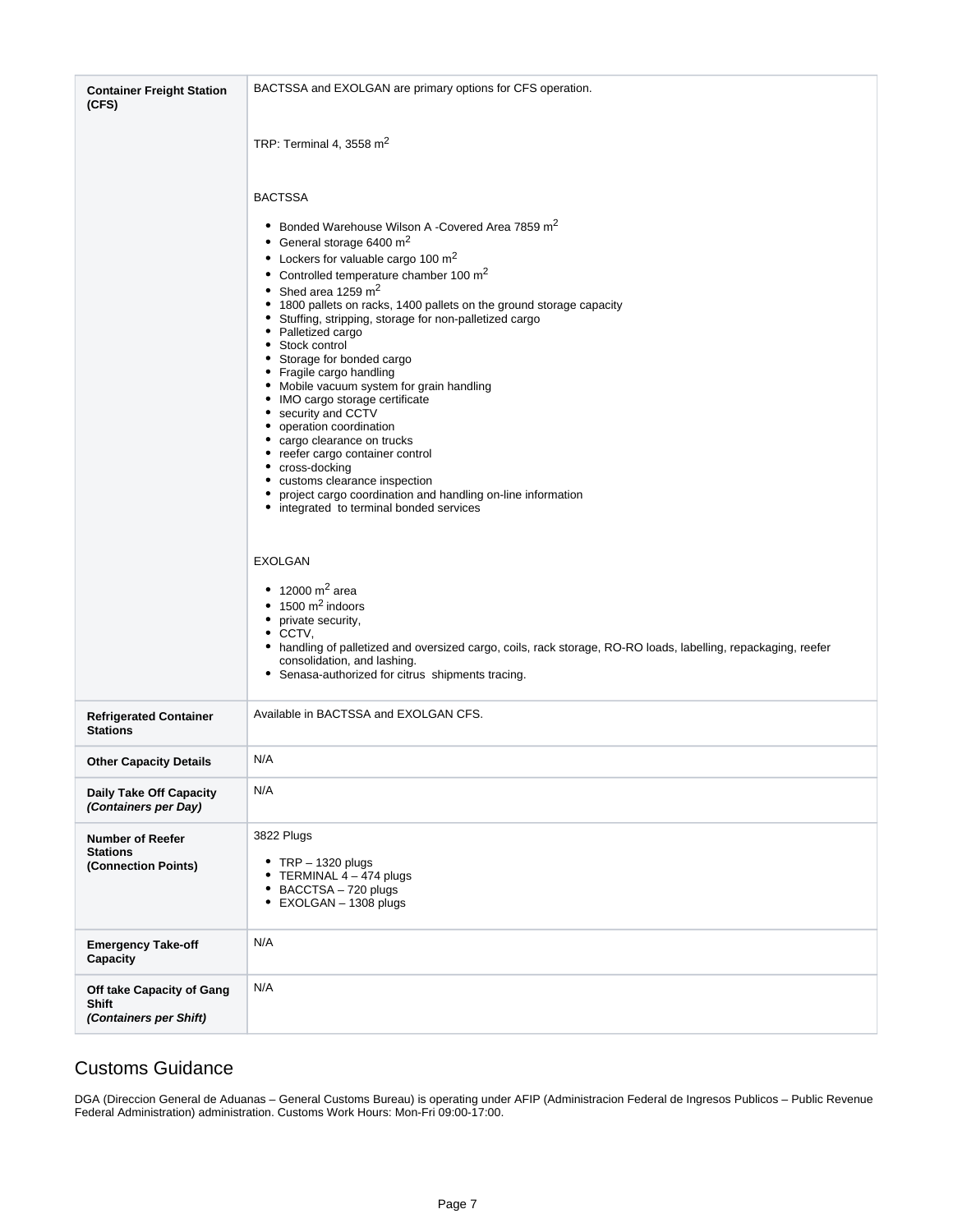| | |
|---|---|
| **Container Freight Station (CFS)** | BACTSSA and EXOLGAN are primary options for CFS operation.<br><br>TRP: Terminal 4, 3558 $m^2$<br><br>BACTSSA<br><br>• Bonded Warehouse Wilson A -Covered Area 7859 $m^2$<br>• General storage 6400 $m^2$<br>• Lockers for valuable cargo 100 $m^2$<br>• Controlled temperature chamber 100 $m^2$<br>• Shed area 1259 $m^2$<br>• 1800 pallets on racks, 1400 pallets on the ground storage capacity<br>• Stuffing, stripping, storage for non-palletized cargo<br>• Palletized cargo<br>• Stock control<br>• Storage for bonded cargo<br>• Fragile cargo handling<br>• Mobile vacuum system for grain handling<br>• IMO cargo storage certificate<br>• security and CCTV<br>• operation coordination<br>• cargo clearance on trucks<br>• reefer cargo container control<br>• cross-docking<br>• customs clearance inspection<br>• project cargo coordination and handling on-line information<br>• integrated to terminal bonded services<br><br>EXOLGAN<br><br>• 12000 $m^2$ area<br>• 1500 $m^2$ indoors<br>• private security,<br>• CCTV,<br>• handling of palletized and oversized cargo, coils, rack storage, RO-RO loads, labelling, repackaging, reefer consolidation, and lashing.<br>• Senasa-authorized for citrus shipments tracing. |
| **Refrigerated Container Stations** | Available in BACTSSA and EXOLGAN CFS. |
| **Other Capacity Details** | N/A |
| **Daily Take Off Capacity *(Containers per Day)*** | N/A |
| **Number of Reefer Stations (Connection Points)** | 3822 Plugs<br><br>• TRP – 1320 plugs<br>• TERMINAL 4 – 474 plugs<br>• BACCTSA – 720 plugs<br>• EXOLGAN – 1308 plugs |
| **Emergency Take-off Capacity** | N/A |
| **Off take Capacity of Gang Shift *(Containers per Shift)*** | N/A |

## Customs Guidance

DGA (Direccion General de Aduanas – General Customs Bureau) is operating under AFIP (Administracion Federal de Ingresos Publicos – Public Revenue Federal Administration) administration. Customs Work Hours: Mon-Fri 09:00-17:00.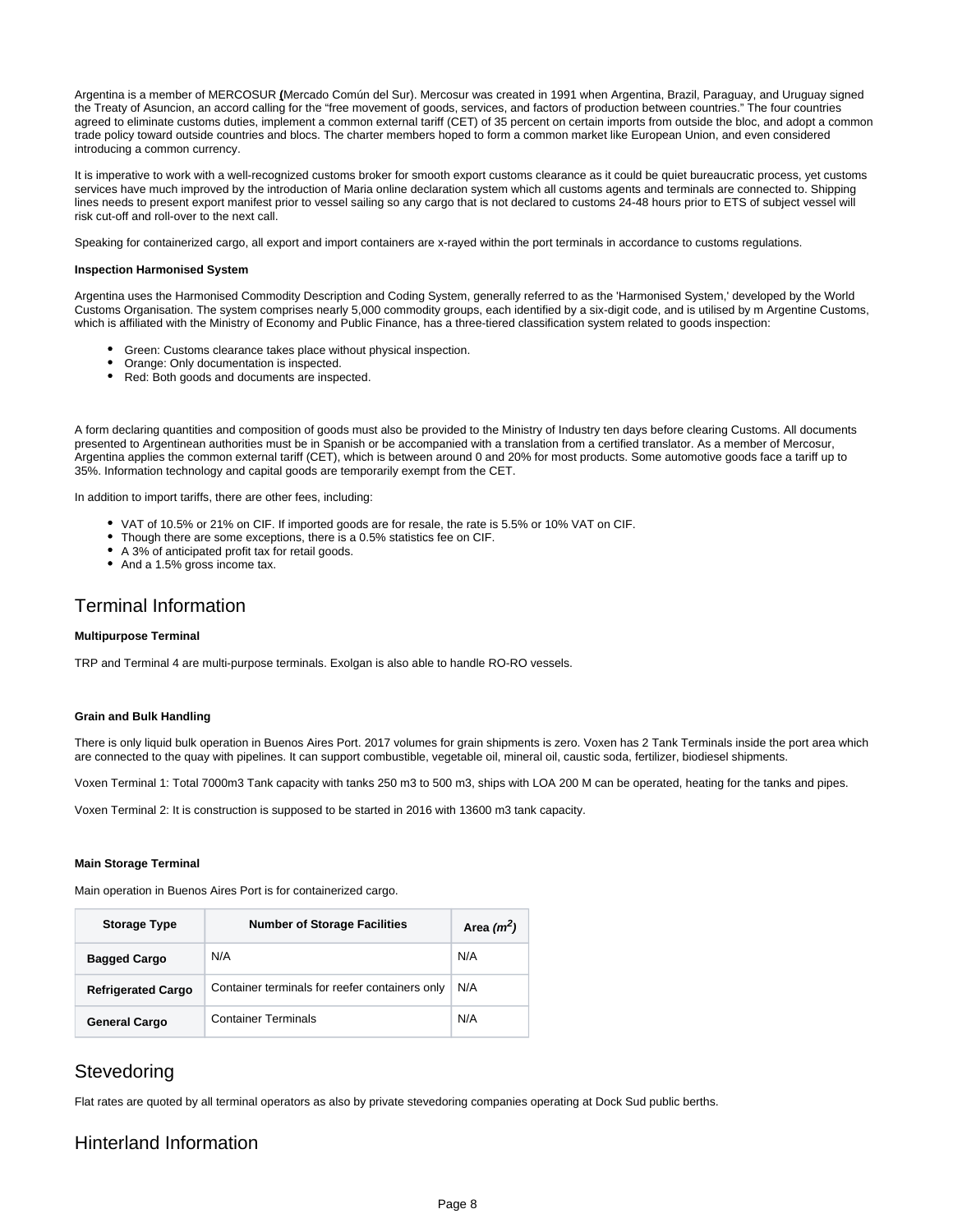Argentina is a member of MERCOSUR (Mercado Común del Sur). Mercosur was created in 1991 when Argentina, Brazil, Paraguay, and Uruguay signed the Treaty of Asuncion, an accord calling for the "free movement of goods, services, and factors of production between countries." The four countries agreed to eliminate customs duties, implement a common external tariff (CET) of 35 percent on certain imports from outside the bloc, and adopt a common trade policy toward outside countries and blocs. The charter members hoped to form a common market like European Union, and even considered introducing a common currency.

It is imperative to work with a well-recognized customs broker for smooth export customs clearance as it could be quiet bureaucratic process, yet customs services have much improved by the introduction of Maria online declaration system which all customs agents and terminals are connected to. Shipping lines needs to present export manifest prior to vessel sailing so any cargo that is not declared to customs 24-48 hours prior to ETS of subject vessel will risk cut-off and roll-over to the next call.

Speaking for containerized cargo, all export and import containers are x-rayed within the port terminals in accordance to customs regulations.

**Inspection Harmonised System**

Argentina uses the Harmonised Commodity Description and Coding System, generally referred to as the 'Harmonised System,' developed by the World Customs Organisation. The system comprises nearly 5,000 commodity groups, each identified by a six-digit code, and is utilised by m Argentine Customs, which is affiliated with the Ministry of Economy and Public Finance, has a three-tiered classification system related to goods inspection:

- Green: Customs clearance takes place without physical inspection.
- Orange: Only documentation is inspected.
- Red: Both goods and documents are inspected.

A form declaring quantities and composition of goods must also be provided to the Ministry of Industry ten days before clearing Customs. All documents presented to Argentinean authorities must be in Spanish or be accompanied with a translation from a certified translator. As a member of Mercosur, Argentina applies the common external tariff (CET), which is between around 0 and 20% for most products. Some automotive goods face a tariff up to 35%. Information technology and capital goods are temporarily exempt from the CET.

In addition to import tariffs, there are other fees, including:

- VAT of 10.5% or 21% on CIF. If imported goods are for resale, the rate is 5.5% or 10% VAT on CIF.
- Though there are some exceptions, there is a 0.5% statistics fee on CIF.
- A 3% of anticipated profit tax for retail goods.
- And a 1.5% gross income tax.

## Terminal Information

**Multipurpose Terminal**

TRP and Terminal 4 are multi-purpose terminals. Exolgan is also able to handle RO-RO vessels.

**Grain and Bulk Handling**

There is only liquid bulk operation in Buenos Aires Port. 2017 volumes for grain shipments is zero. Voxen has 2 Tank Terminals inside the port area which are connected to the quay with pipelines. It can support combustible, vegetable oil, mineral oil, caustic soda, fertilizer, biodiesel shipments.

Voxen Terminal 1: Total 7000m3 Tank capacity with tanks 250 m3 to 500 m3, ships with LOA 200 M can be operated, heating for the tanks and pipes.

Voxen Terminal 2: It is construction is supposed to be started in 2016 with 13600 m3 tank capacity.

**Main Storage Terminal**

Main operation in Buenos Aires Port is for containerized cargo.

| Storage Type | Number of Storage Facilities | Area *($m^2$)* |
|---|---|---|
| **Bagged Cargo** | N/A | N/A |
| **Refrigerated Cargo** | Container terminals for reefer containers only | N/A |
| **General Cargo** | Container Terminals | N/A |

## Stevedoring

Flat rates are quoted by all terminal operators as also by private stevedoring companies operating at Dock Sud public berths.

## Hinterland Information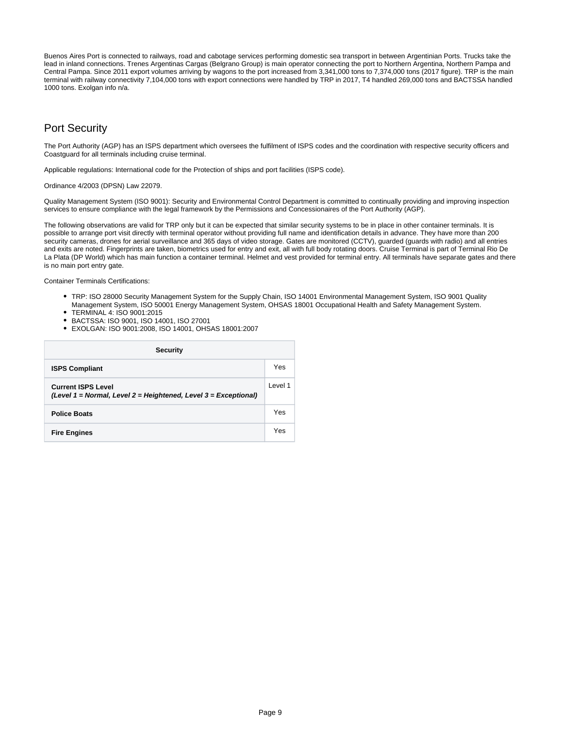Buenos Aires Port is connected to railways, road and cabotage services performing domestic sea transport in between Argentinian Ports. Trucks take the lead in inland connections. Trenes Argentinas Cargas (Belgrano Group) is main operator connecting the port to Northern Argentina, Northern Pampa and Central Pampa. Since 2011 export volumes arriving by wagons to the port increased from 3,341,000 tons to 7,374,000 tons (2017 figure). TRP is the main terminal with railway connectivity 7,104,000 tons with export connections were handled by TRP in 2017, T4 handled 269,000 tons and BACTSSA handled 1000 tons. Exolgan info n/a.

## Port Security

The Port Authority (AGP) has an ISPS department which oversees the fulfilment of ISPS codes and the coordination with respective security officers and Coastguard for all terminals including cruise terminal.

Applicable regulations: International code for the Protection of ships and port facilities (ISPS code).

Ordinance 4/2003 (DPSN) Law 22079.

Quality Management System (ISO 9001): Security and Environmental Control Department is committed to continually providing and improving inspection services to ensure compliance with the legal framework by the Permissions and Concessionaires of the Port Authority (AGP).

The following observations are valid for TRP only but it can be expected that similar security systems to be in place in other container terminals. It is possible to arrange port visit directly with terminal operator without providing full name and identification details in advance. They have more than 200 security cameras, drones for aerial surveillance and 365 days of video storage. Gates are monitored (CCTV), guarded (guards with radio) and all entries and exits are noted. Fingerprints are taken, biometrics used for entry and exit, all with full body rotating doors. Cruise Terminal is part of Terminal Rio De La Plata (DP World) which has main function a container terminal. Helmet and vest provided for terminal entry. All terminals have separate gates and there is no main port entry gate.

Container Terminals Certifications:

- TRP: ISO 28000 Security Management System for the Supply Chain, ISO 14001 Environmental Management System, ISO 9001 Quality Management System, ISO 50001 Energy Management System, OHSAS 18001 Occupational Health and Safety Management System.
- TERMINAL 4: ISO 9001:2015
- BACTSSA: ISO 9001, ISO 14001, ISO 27001
- EXOLGAN: ISO 9001:2008, ISO 14001, OHSAS 18001:2007

| **Security** | |
|---|---|
| **ISPS Compliant** | Yes |
| **Current ISPS Level** ***(Level 1 = Normal, Level 2 = Heightened, Level 3 = Exceptional)*** | Level 1 |
| **Police Boats** | Yes |
| **Fire Engines** | Yes |